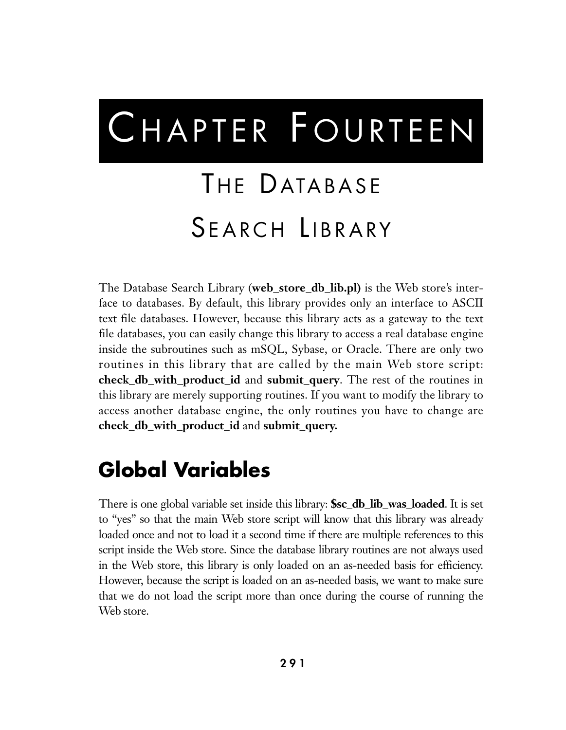# CHAPTER FOURTEEN

# THE DATABASE SEARCH LIBRARY

The Database Search Library (**web_store_db_lib.pl)** is the Web store's interface to databases. By default, this library provides only an interface to ASCII text file databases. However, because this library acts as a gateway to the text file databases, you can easily change this library to access a real database engine inside the subroutines such as mSQL, Sybase, or Oracle. There are only two routines in this library that are called by the main Web store script: **check_db_with_product_id** and **submit_query**. The rest of the routines in this library are merely supporting routines. If you want to modify the library to access another database engine, the only routines you have to change are **check_db_with_product_id** and **submit_query.**

## Global Variables

There is one global variable set inside this library: **$sc_db_lib_was_loaded**. It is set to "yes" so that the main Web store script will know that this library was already loaded once and not to load it a second time if there are multiple references to this script inside the Web store. Since the database library routines are not always used in the Web store, this library is only loaded on an as-needed basis for efficiency. However, because the script is loaded on an as-needed basis, we want to make sure that we do not load the script more than once during the course of running the Web store.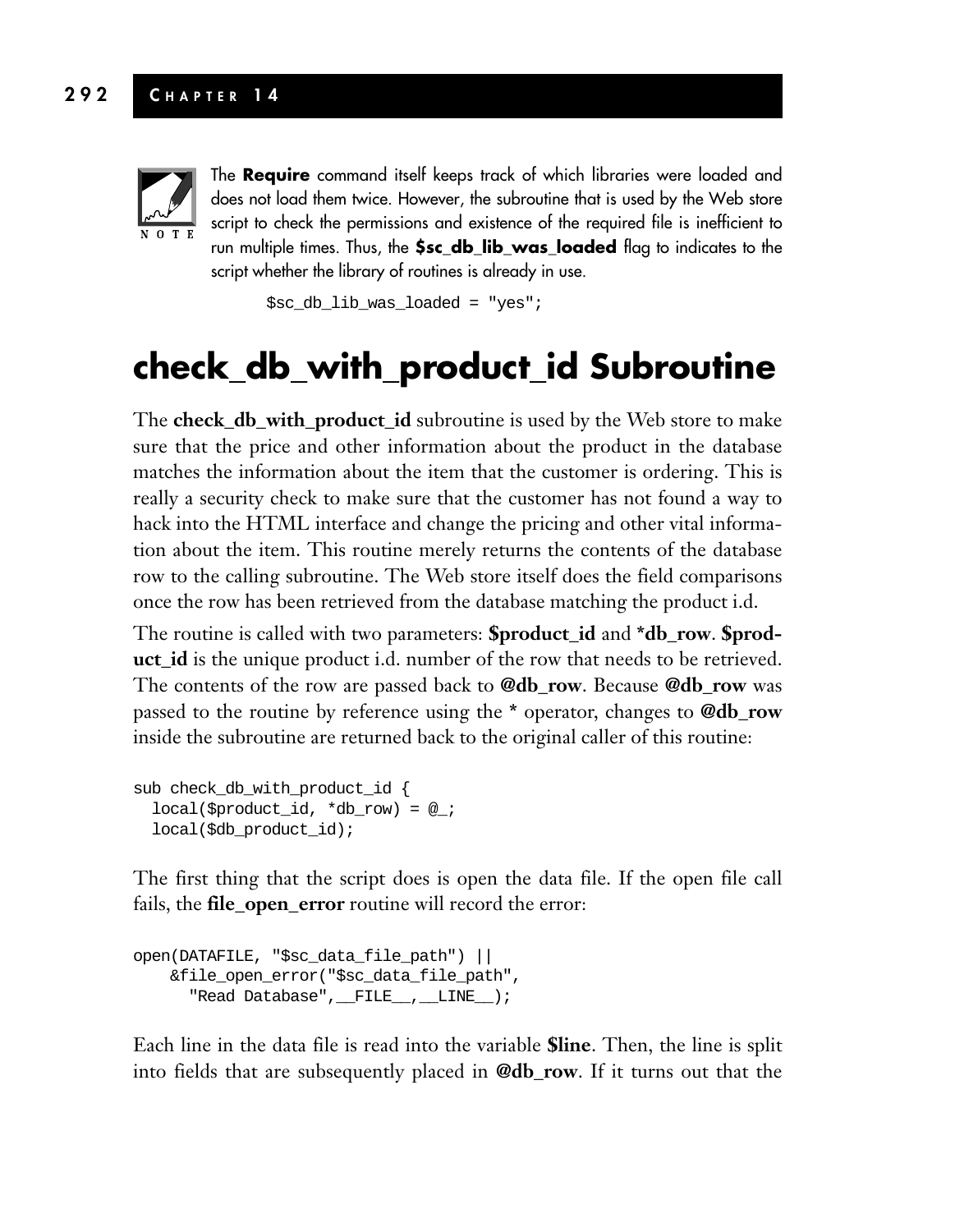NOTE: The **Require** command itself keeps track of which libraries were loaded and does not load them twice. However, the subroutine that is used by the Web store script to check the permissions and existence of the required file is inefficient to run multiple times. Thus, the **$sc_db_lib_was_loaded** flag to indicates to the script whether the library of routines is already in use.

```
$sc_db_lib_was_loaded = "yes";
```

# check_db_with_product_id Subroutine

The **check_db_with_product_id** subroutine is used by the Web store to make sure that the price and other information about the product in the database matches the information about the item that the customer is ordering. This is really a security check to make sure that the customer has not found a way to hack into the HTML interface and change the pricing and other vital information about the item. This routine merely returns the contents of the database row to the calling subroutine. The Web store itself does the field comparisons once the row has been retrieved from the database matching the product i.d.

The routine is called with two parameters: **$product_id** and ***db_row**. **$product_id** is the unique product i.d. number of the row that needs to be retrieved. The contents of the row are passed back to **@db_row**. Because **@db_row** was passed to the routine by reference using the * operator, changes to **@db_row** inside the subroutine are returned back to the original caller of this routine:

```
sub check_db_with_product_id {
  local($product_id, *db_row) = @_;
  local($db_product_id);
```

The first thing that the script does is open the data file. If the open file call fails, the **file_open_error** routine will record the error:

```
open(DATAFILE, "$sc_data_file_path") ||
    &file_open_error("$sc_data_file_path",
      "Read Database",__FILE__,__LINE__);
```

Each line in the data file is read into the variable **$line**. Then, the line is split into fields that are subsequently placed in **@db_row**. If it turns out that the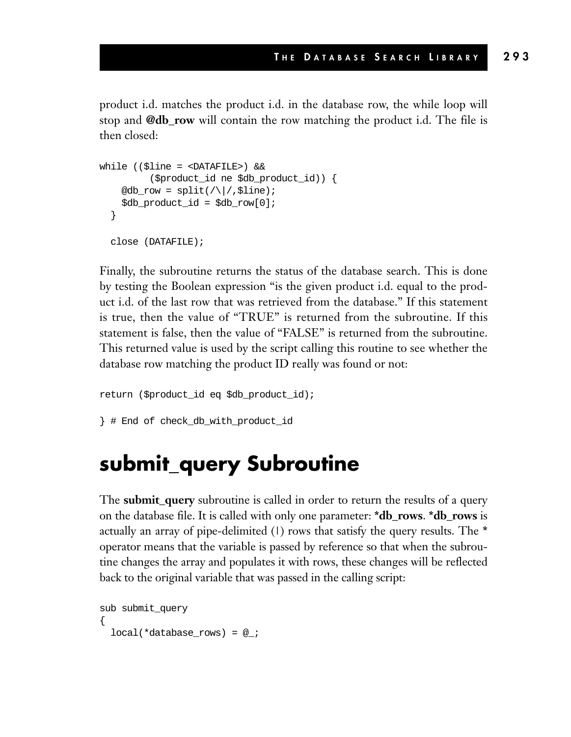product i.d. matches the product i.d. in the database row, the while loop will stop and **@db_row** will contain the row matching the product i.d. The file is then closed:

```
while (($line = <DATAFILE>) &&
        ($product_id ne $db_product_id)) {
    @db_row = split(/\|/,$line);
    $db_product_id = $db_row[0];
  }

  close (DATAFILE);
```

Finally, the subroutine returns the status of the database search. This is done by testing the Boolean expression "is the given product i.d. equal to the product i.d. of the last row that was retrieved from the database." If this statement is true, then the value of "TRUE" is returned from the subroutine. If this statement is false, then the value of "FALSE" is returned from the subroutine. This returned value is used by the script calling this routine to see whether the database row matching the product ID really was found or not:

```
return ($product_id eq $db_product_id);

} # End of check_db_with_product_id
```

# submit_query Subroutine

The **submit_query** subroutine is called in order to return the results of a query on the database file. It is called with only one parameter: ***db_rows**. ***db_rows** is actually an array of pipe-delimited (|) rows that satisfy the query results. The * operator means that the variable is passed by reference so that when the subroutine changes the array and populates it with rows, these changes will be reflected back to the original variable that was passed in the calling script:

```
sub submit_query
{
  local(*database_rows) = @_;
```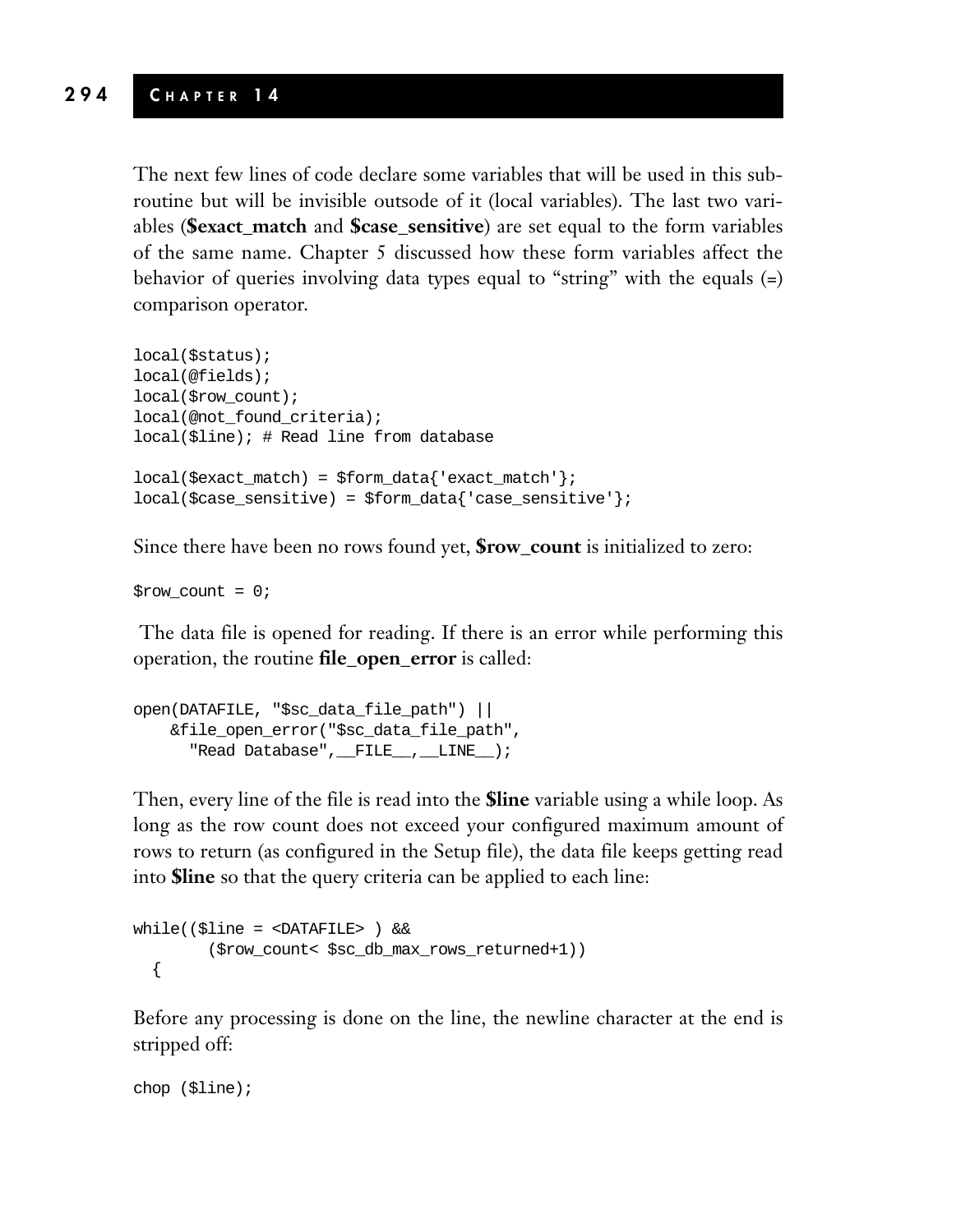The next few lines of code declare some variables that will be used in this subroutine but will be invisible outsode of it (local variables). The last two variables (**$exact_match** and **$case_sensitive**) are set equal to the form variables of the same name. Chapter 5 discussed how these form variables affect the behavior of queries involving data types equal to "string" with the equals (=) comparison operator.

```
local($status);
local(@fields);
local($row_count);
local(@not_found_criteria);
local($line); # Read line from database

local($exact_match) = $form_data{'exact_match'};
local($case_sensitive) = $form_data{'case_sensitive'};
```

Since there have been no rows found yet, **$row_count** is initialized to zero:

```
$row_count = 0;
```

The data file is opened for reading. If there is an error while performing this operation, the routine **file_open_error** is called:

```
open(DATAFILE, "$sc_data_file_path") ||
    &file_open_error("$sc_data_file_path",
      "Read Database",__FILE__,__LINE__);
```

Then, every line of the file is read into the **$line** variable using a while loop. As long as the row count does not exceed your configured maximum amount of rows to return (as configured in the Setup file), the data file keeps getting read into **$line** so that the query criteria can be applied to each line:

```
while(($line = <DATAFILE> ) &&
        ($row_count< $sc_db_max_rows_returned+1))
  {
```

Before any processing is done on the line, the newline character at the end is stripped off:

```
chop ($line);
```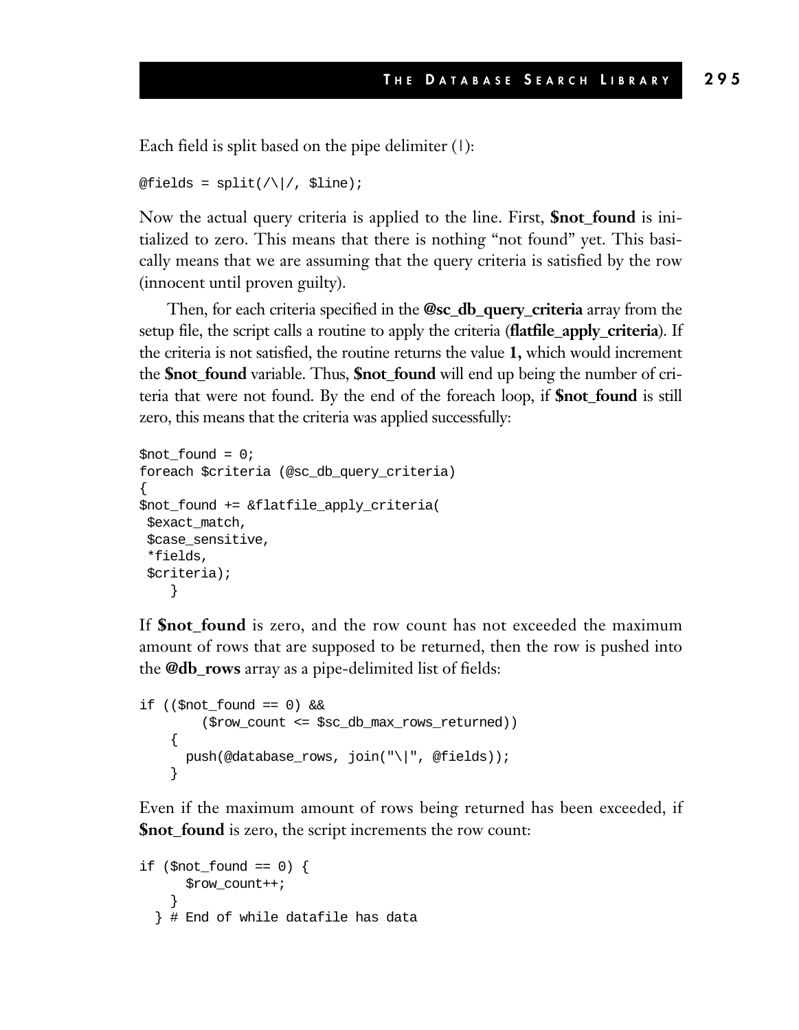Each field is split based on the pipe delimiter (|):

```
@fields = split(/\|/, $line);
```

Now the actual query criteria is applied to the line. First, **$not_found** is initialized to zero. This means that there is nothing "not found" yet. This basically means that we are assuming that the query criteria is satisfied by the row (innocent until proven guilty).

Then, for each criteria specified in the **@sc_db_query_criteria** array from the setup file, the script calls a routine to apply the criteria (**flatfile_apply_criteria**). If the criteria is not satisfied, the routine returns the value **1,** which would increment the **$not_found** variable. Thus, **$not_found** will end up being the number of criteria that were not found. By the end of the foreach loop, if **$not_found** is still zero, this means that the criteria was applied successfully:

```
$not_found = 0;
foreach $criteria (@sc_db_query_criteria)
{
$not_found += &flatfile_apply_criteria(
 $exact_match,
 $case_sensitive,
 *fields,
 $criteria);
    }
```

If **$not_found** is zero, and the row count has not exceeded the maximum amount of rows that are supposed to be returned, then the row is pushed into the **@db_rows** array as a pipe-delimited list of fields:

```
if (($not_found == 0) &&
        ($row_count <= $sc_db_max_rows_returned))
    {
      push(@database_rows, join("\|", @fields));
    }
```

Even if the maximum amount of rows being returned has been exceeded, if **$not_found** is zero, the script increments the row count:

```
if ($not_found == 0) {
      $row_count++;
    }
  } # End of while datafile has data
```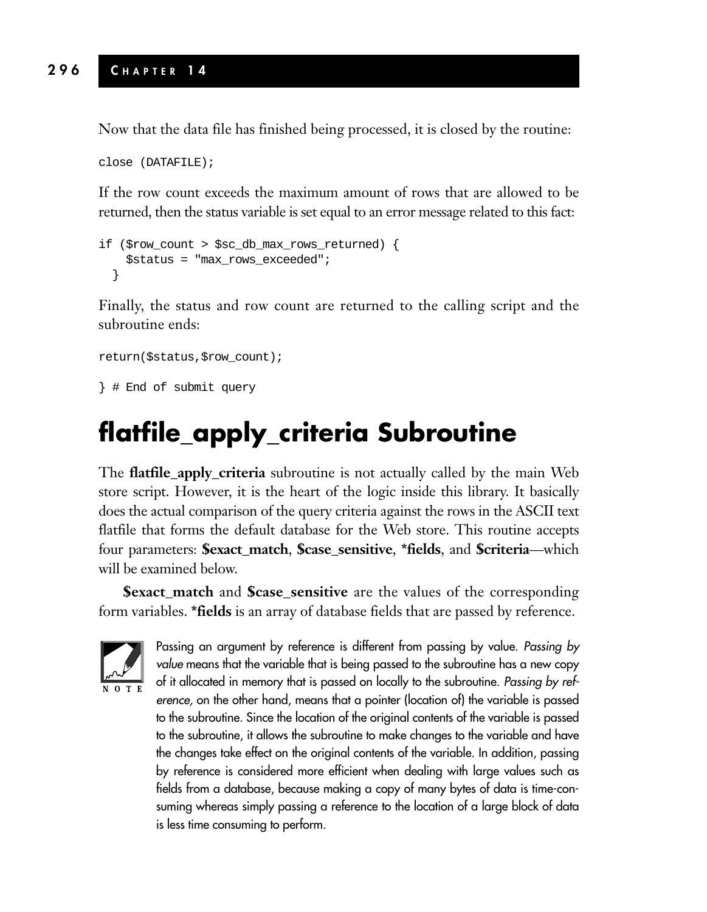Now that the data file has finished being processed, it is closed by the routine:

```
close (DATAFILE);
```

If the row count exceeds the maximum amount of rows that are allowed to be returned, then the status variable is set equal to an error message related to this fact:

```
if ($row_count > $sc_db_max_rows_returned) {
    $status = "max_rows_exceeded";
  }
```

Finally, the status and row count are returned to the calling script and the subroutine ends:

```
return($status,$row_count);

} # End of submit query
```

# flatfile_apply_criteria Subroutine

The **flatfile_apply_criteria** subroutine is not actually called by the main Web store script. However, it is the heart of the logic inside this library. It basically does the actual comparison of the query criteria against the rows in the ASCII text flatfile that forms the default database for the Web store. This routine accepts four parameters: **$exact_match**, **$case_sensitive**, ***fields**, and **$criteria**—which will be examined below.

**$exact_match** and **$case_sensitive** are the values of the corresponding form variables. ***fields** is an array of database fields that are passed by reference.

NOTE

Passing an argument by reference is different from passing by value. *Passing by value* means that the variable that is being passed to the subroutine has a new copy of it allocated in memory that is passed on locally to the subroutine. *Passing by reference,* on the other hand, means that a pointer (location of) the variable is passed to the subroutine. Since the location of the original contents of the variable is passed to the subroutine, it allows the subroutine to make changes to the variable and have the changes take effect on the original contents of the variable. In addition, passing by reference is considered more efficient when dealing with large values such as fields from a database, because making a copy of many bytes of data is time-consuming whereas simply passing a reference to the location of a large block of data is less time consuming to perform.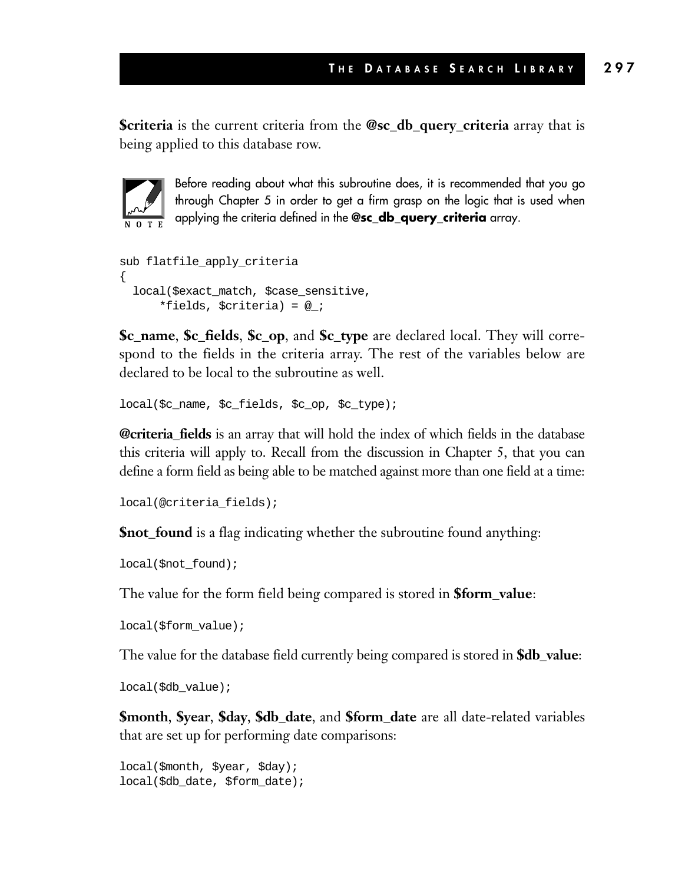**$criteria** is the current criteria from the **@sc_db_query_criteria** array that is being applied to this database row.

> **NOTE:** Before reading about what this subroutine does, it is recommended that you go through Chapter 5 in order to get a firm grasp on the logic that is used when applying the criteria defined in the **@sc_db_query_criteria** array.

```
sub flatfile_apply_criteria
{
  local($exact_match, $case_sensitive,
      *fields, $criteria) = @_;
```

**$c_name**, **$c_fields**, **$c_op**, and **$c_type** are declared local. They will correspond to the fields in the criteria array. The rest of the variables below are declared to be local to the subroutine as well.

```
local($c_name, $c_fields, $c_op, $c_type);
```

**@criteria_fields** is an array that will hold the index of which fields in the database this criteria will apply to. Recall from the discussion in Chapter 5, that you can define a form field as being able to be matched against more than one field at a time:

```
local(@criteria_fields);
```

**$not_found** is a flag indicating whether the subroutine found anything:

```
local($not_found);
```

The value for the form field being compared is stored in **$form_value**:

```
local($form_value);
```

The value for the database field currently being compared is stored in **$db_value**:

```
local($db_value);
```

**$month**, **$year**, **$day**, **$db_date**, and **$form_date** are all date-related variables that are set up for performing date comparisons:

```
local($month, $year, $day);
local($db_date, $form_date);
```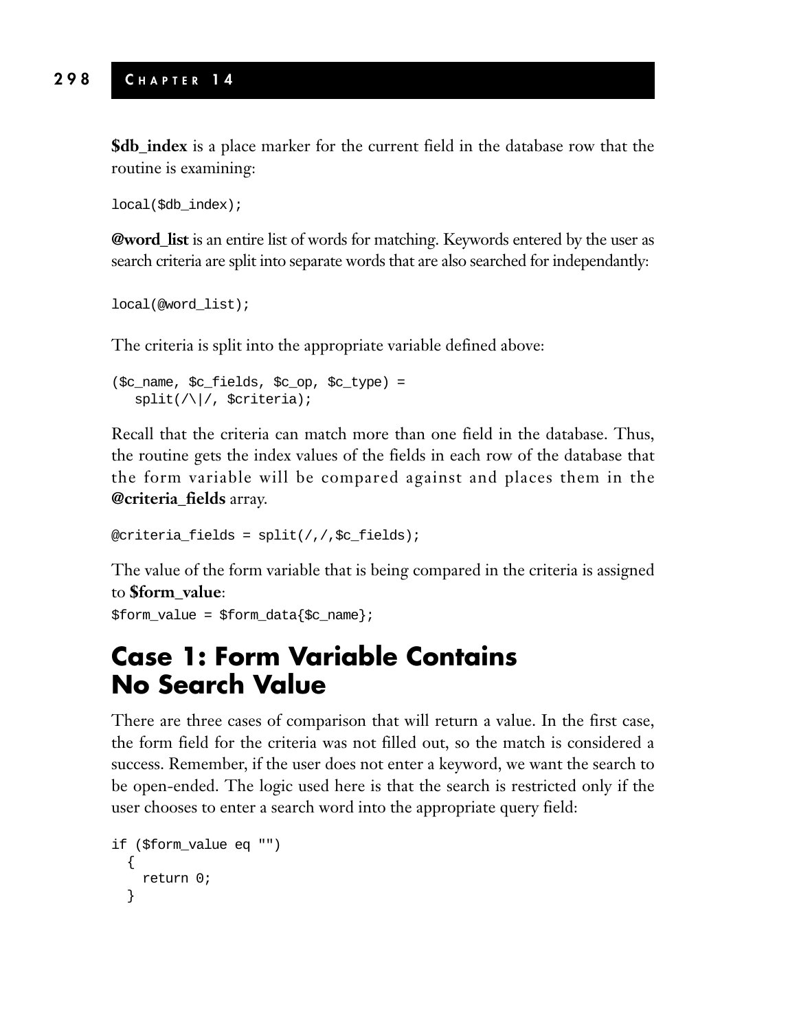**$db_index** is a place marker for the current field in the database row that the routine is examining:

```
local($db_index);
```

**@word_list** is an entire list of words for matching. Keywords entered by the user as search criteria are split into separate words that are also searched for independantly:

```
local(@word_list);
```

The criteria is split into the appropriate variable defined above:

```
($c_name, $c_fields, $c_op, $c_type) =
   split(/\|/, $criteria);
```

Recall that the criteria can match more than one field in the database. Thus, the routine gets the index values of the fields in each row of the database that the form variable will be compared against and places them in the **@criteria_fields** array.

```
@criteria_fields = split(/,/,$c_fields);
```

The value of the form variable that is being compared in the criteria is assigned to **$form_value**:

```
$form_value = $form_data{$c_name};
```

## Case 1: Form Variable Contains No Search Value

There are three cases of comparison that will return a value. In the first case, the form field for the criteria was not filled out, so the match is considered a success. Remember, if the user does not enter a keyword, we want the search to be open-ended. The logic used here is that the search is restricted only if the user chooses to enter a search word into the appropriate query field:

```
if ($form_value eq "")
  {
    return 0;
  }
```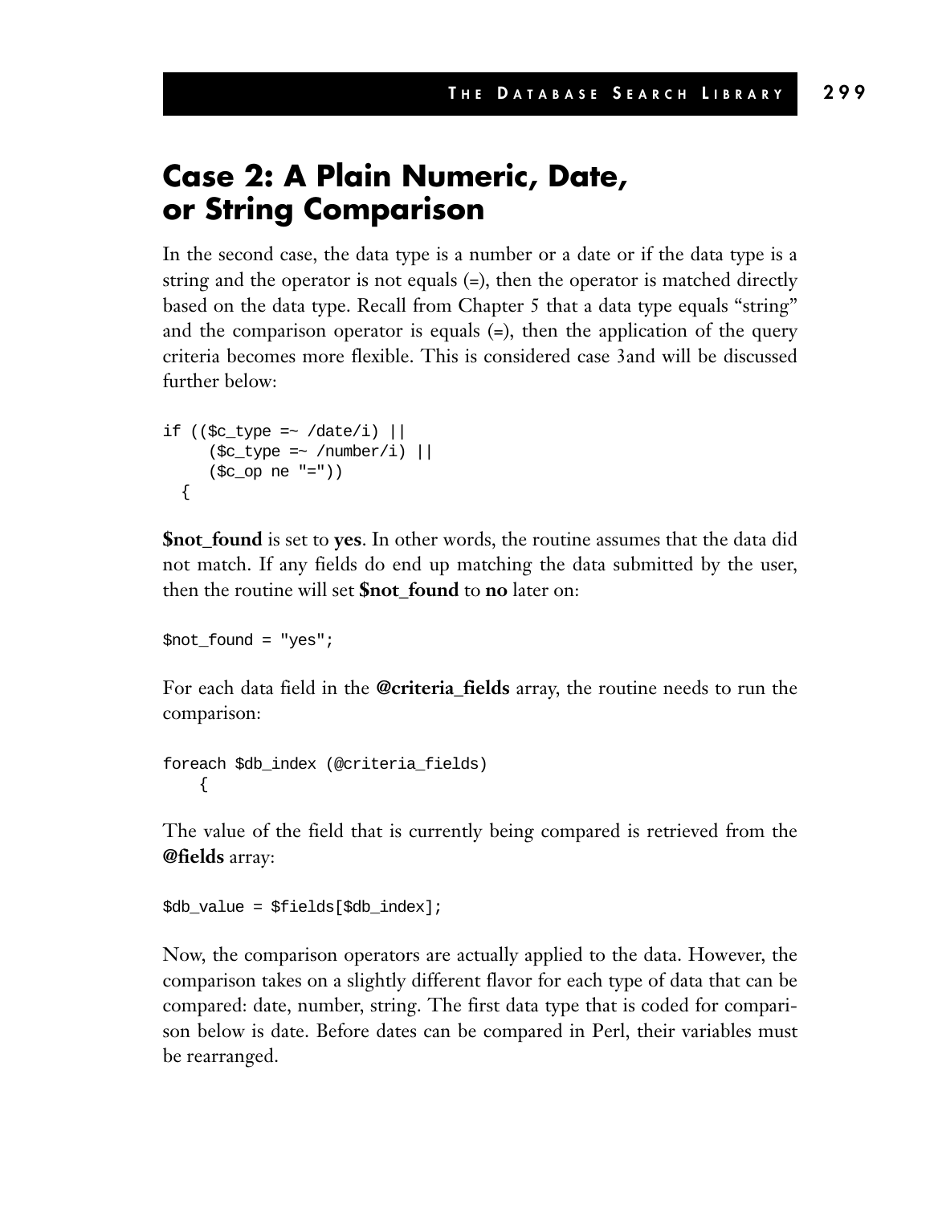## Case 2: A Plain Numeric, Date, or String Comparison

In the second case, the data type is a number or a date or if the data type is a string and the operator is not equals (=), then the operator is matched directly based on the data type. Recall from Chapter 5 that a data type equals "string" and the comparison operator is equals (=), then the application of the query criteria becomes more flexible. This is considered case 3and will be discussed further below:

```
if (($c_type =~ /date/i) ||
     ($c_type =~ /number/i) ||
     ($c_op ne "="))
  {
```

**$not_found** is set to **yes**. In other words, the routine assumes that the data did not match. If any fields do end up matching the data submitted by the user, then the routine will set **$not_found** to **no** later on:

```
$not_found = "yes";
```

For each data field in the **@criteria_fields** array, the routine needs to run the comparison:

```
foreach $db_index (@criteria_fields)
    {
```

The value of the field that is currently being compared is retrieved from the **@fields** array:

```
$db_value = $fields[$db_index];
```

Now, the comparison operators are actually applied to the data. However, the comparison takes on a slightly different flavor for each type of data that can be compared: date, number, string. The first data type that is coded for comparison below is date. Before dates can be compared in Perl, their variables must be rearranged.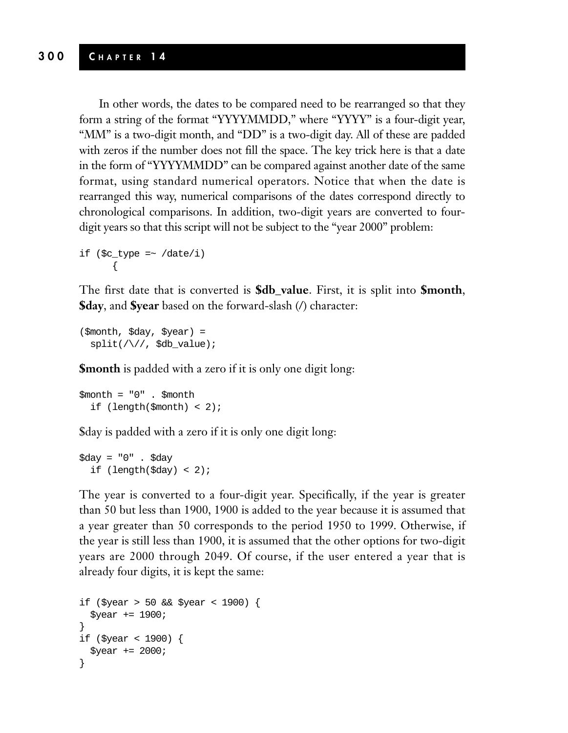In other words, the dates to be compared need to be rearranged so that they form a string of the format "YYYYMMDD," where "YYYY" is a four-digit year, "MM" is a two-digit month, and "DD" is a two-digit day. All of these are padded with zeros if the number does not fill the space. The key trick here is that a date in the form of "YYYYMMDD" can be compared against another date of the same format, using standard numerical operators. Notice that when the date is rearranged this way, numerical comparisons of the dates correspond directly to chronological comparisons. In addition, two-digit years are converted to four-digit years so that this script will not be subject to the "year 2000" problem:

```
if ($c_type =~ /date/i)
      {
```

The first date that is converted is **$db_value**. First, it is split into **$month**, **$day**, and **$year** based on the forward-slash (/) character:

```
($month, $day, $year) =
  split(/\//, $db_value);
```

**$month** is padded with a zero if it is only one digit long:

```
$month = "0" . $month
  if (length($month) < 2);
```

$day is padded with a zero if it is only one digit long:

```
$day = "0" . $day
  if (length($day) < 2);
```

The year is converted to a four-digit year. Specifically, if the year is greater than 50 but less than 1900, 1900 is added to the year because it is assumed that a year greater than 50 corresponds to the period 1950 to 1999. Otherwise, if the year is still less than 1900, it is assumed that the other options for two-digit years are 2000 through 2049. Of course, if the user entered a year that is already four digits, it is kept the same:

```
if ($year > 50 && $year < 1900) {
  $year += 1900;
}
if ($year < 1900) {
  $year += 2000;
}
```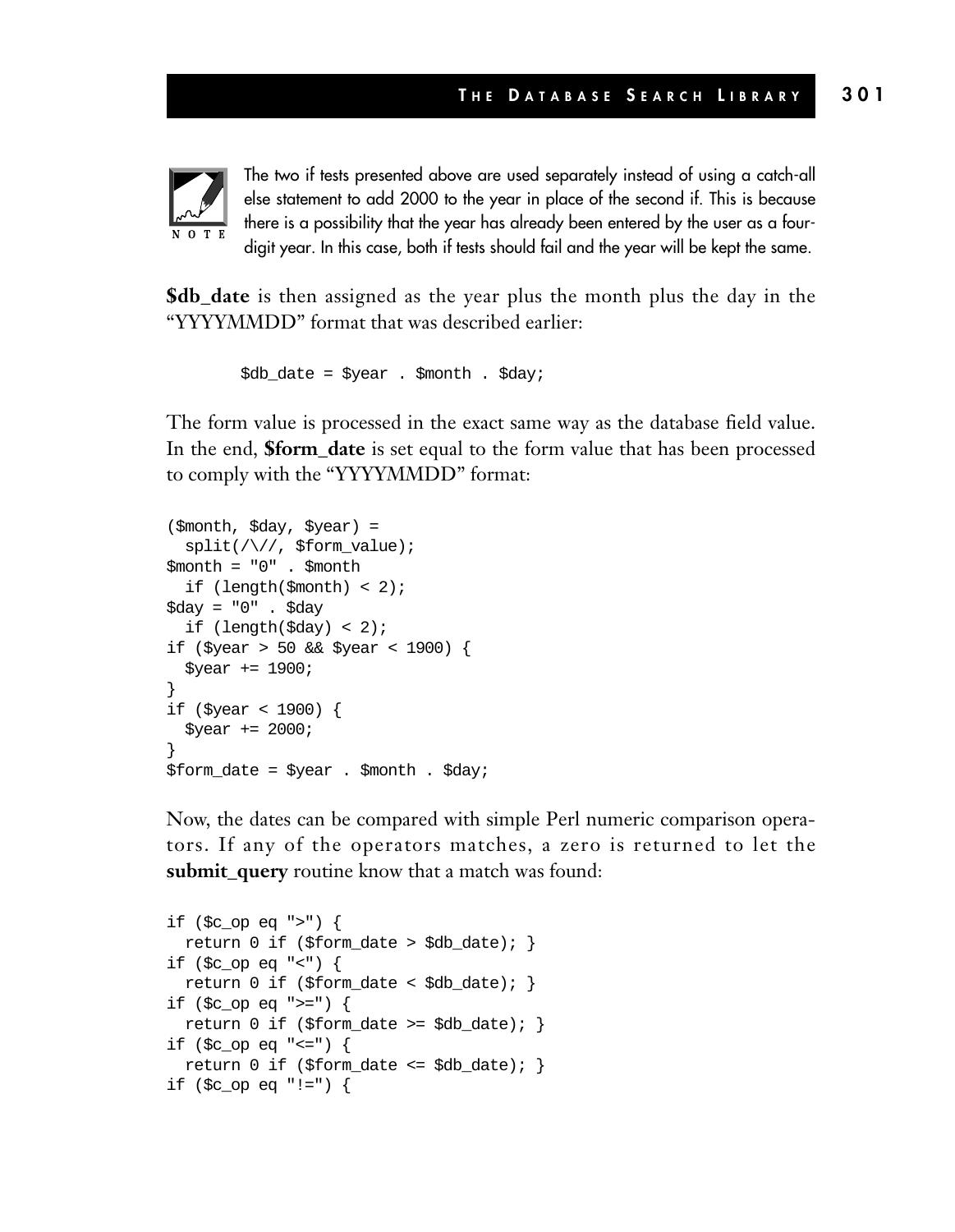> **NOTE:** The two if tests presented above are used separately instead of using a catch-all else statement to add 2000 to the year in place of the second if. This is because there is a possibility that the year has already been entered by the user as a four-digit year. In this case, both if tests should fail and the year will be kept the same.

**$db_date** is then assigned as the year plus the month plus the day in the "YYYYMMDD" format that was described earlier:

```
$db_date = $year . $month . $day;
```

The form value is processed in the exact same way as the database field value. In the end, **$form_date** is set equal to the form value that has been processed to comply with the "YYYYMMDD" format:

```
($month, $day, $year) =
  split(/\//, $form_value);
$month = "0" . $month
  if (length($month) < 2);
$day = "0" . $day
  if (length($day) < 2);
if ($year > 50 && $year < 1900) {
  $year += 1900;
}
if ($year < 1900) {
  $year += 2000;
}
$form_date = $year . $month . $day;
```

Now, the dates can be compared with simple Perl numeric comparison operators. If any of the operators matches, a zero is returned to let the **submit_query** routine know that a match was found:

```
if ($c_op eq ">") {
  return 0 if ($form_date > $db_date); }
if ($c_op eq "<") {
  return 0 if ($form_date < $db_date); }
if ($c_op eq ">=") {
  return 0 if ($form_date >= $db_date); }
if ($c_op eq "<=") {
  return 0 if ($form_date <= $db_date); }
if ($c_op eq "!=") {
```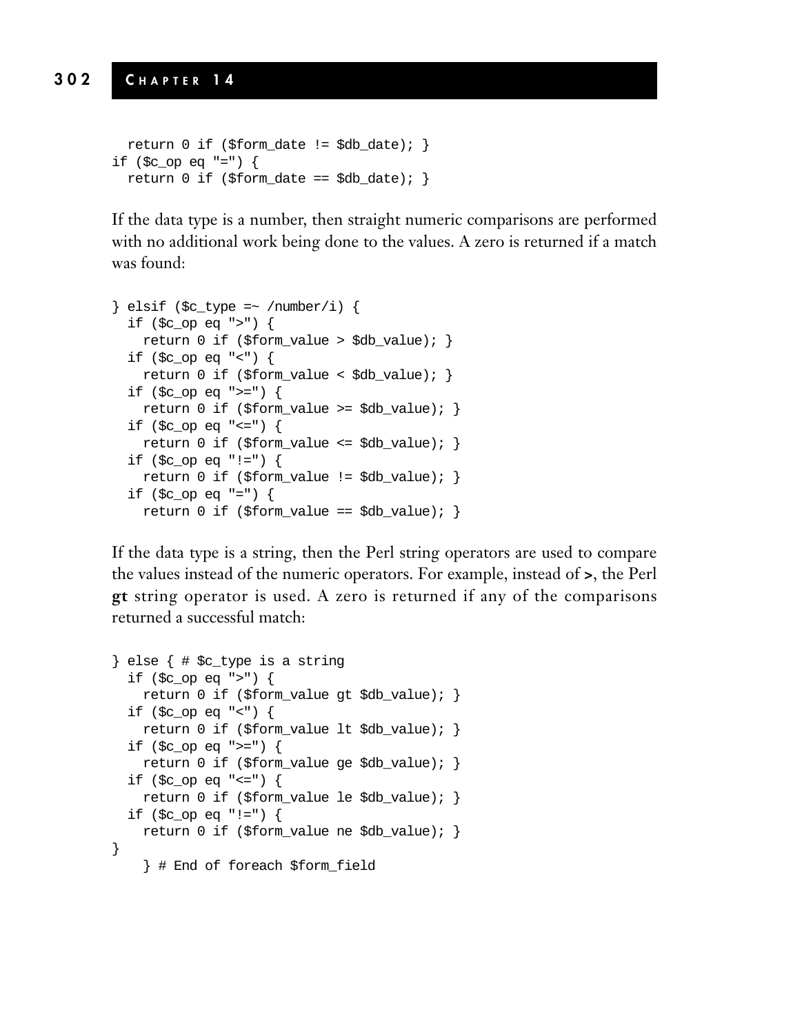```
  return 0 if ($form_date != $db_date); }
if ($c_op eq "=") {
  return 0 if ($form_date == $db_date); }
```

If the data type is a number, then straight numeric comparisons are performed with no additional work being done to the values. A zero is returned if a match was found:

```
} elsif ($c_type =~ /number/i) {
  if ($c_op eq ">") {
    return 0 if ($form_value > $db_value); }
  if ($c_op eq "<") {
    return 0 if ($form_value < $db_value); }
  if ($c_op eq ">=") {
    return 0 if ($form_value >= $db_value); }
  if ($c_op eq "<=") {
    return 0 if ($form_value <= $db_value); }
  if ($c_op eq "!=") {
    return 0 if ($form_value != $db_value); }
  if ($c_op eq "=") {
    return 0 if ($form_value == $db_value); }
```

If the data type is a string, then the Perl string operators are used to compare the values instead of the numeric operators. For example, instead of **>**, the Perl **gt** string operator is used. A zero is returned if any of the comparisons returned a successful match:

```
} else { # $c_type is a string
  if ($c_op eq ">") {
    return 0 if ($form_value gt $db_value); }
  if ($c_op eq "<") {
    return 0 if ($form_value lt $db_value); }
  if ($c_op eq ">=") {
    return 0 if ($form_value ge $db_value); }
  if ($c_op eq "<=") {
    return 0 if ($form_value le $db_value); }
  if ($c_op eq "!=") {
    return 0 if ($form_value ne $db_value); }
}
    } # End of foreach $form_field
```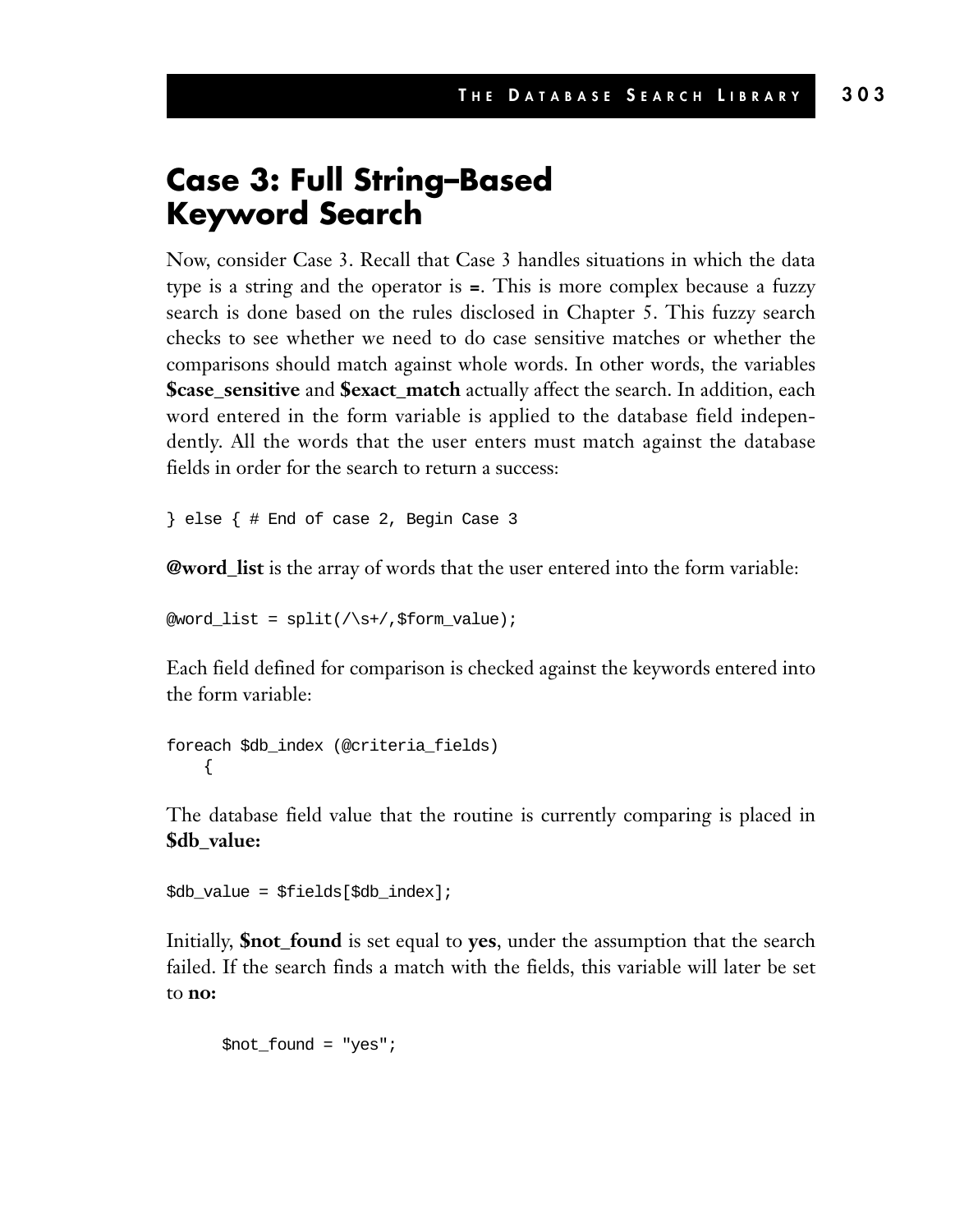## Case 3: Full String–Based Keyword Search

Now, consider Case 3. Recall that Case 3 handles situations in which the data type is a string and the operator is **=**. This is more complex because a fuzzy search is done based on the rules disclosed in Chapter 5. This fuzzy search checks to see whether we need to do case sensitive matches or whether the comparisons should match against whole words. In other words, the variables **$case_sensitive** and **$exact_match** actually affect the search. In addition, each word entered in the form variable is applied to the database field independently. All the words that the user enters must match against the database fields in order for the search to return a success:

```
} else { # End of case 2, Begin Case 3
```

**@word_list** is the array of words that the user entered into the form variable:

```
@word_list = split(/\s+/,$form_value);
```

Each field defined for comparison is checked against the keywords entered into the form variable:

```
foreach $db_index (@criteria_fields)
    {
```

The database field value that the routine is currently comparing is placed in **$db_value:**

```
$db_value = $fields[$db_index];
```

Initially, **$not_found** is set equal to **yes**, under the assumption that the search failed. If the search finds a match with the fields, this variable will later be set to **no:**

```
      $not_found = "yes";
```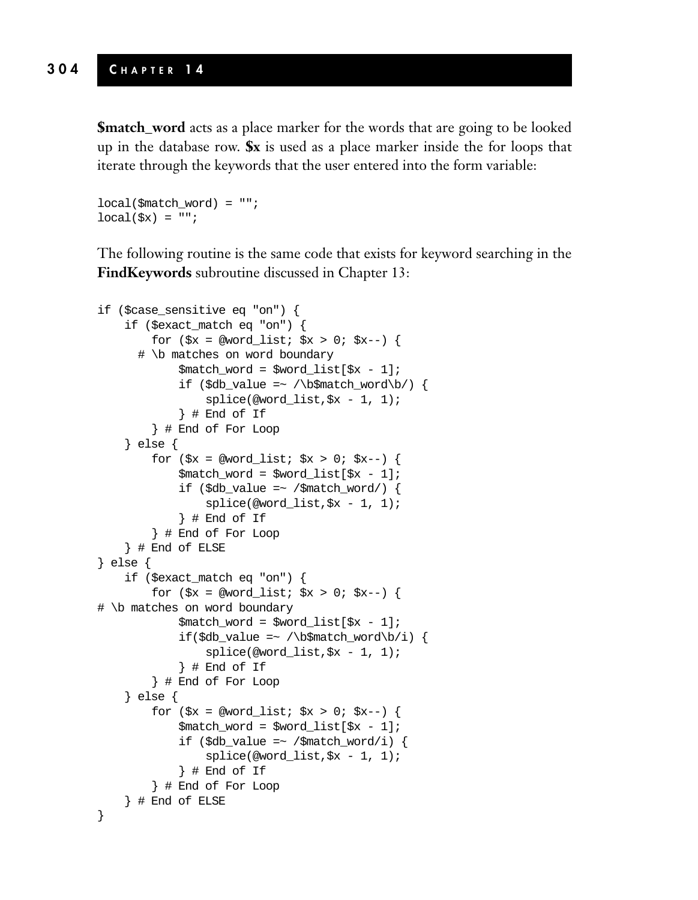**$match_word** acts as a place marker for the words that are going to be looked up in the database row. **$x** is used as a place marker inside the for loops that iterate through the keywords that the user entered into the form variable:

```
local($match_word) = "";
local($x) = "";
```

The following routine is the same code that exists for keyword searching in the **FindKeywords** subroutine discussed in Chapter 13:

```
if ($case_sensitive eq "on") {
    if ($exact_match eq "on") {
        for ($x = @word_list; $x > 0; $x--) {
      # \b matches on word boundary
            $match_word = $word_list[$x - 1];
            if ($db_value =~ /\b$match_word\b/) {
                splice(@word_list,$x - 1, 1);
            } # End of If
        } # End of For Loop
    } else {
        for ($x = @word_list; $x > 0; $x--) {
            $match_word = $word_list[$x - 1];
            if ($db_value =~ /$match_word/) {
                splice(@word_list,$x - 1, 1);
            } # End of If
        } # End of For Loop
    } # End of ELSE
} else {
    if ($exact_match eq "on") {
        for ($x = @word_list; $x > 0; $x--) {
# \b matches on word boundary
            $match_word = $word_list[$x - 1];
            if($db_value =~ /\b$match_word\b/i) {
                splice(@word_list,$x - 1, 1);
            } # End of If
        } # End of For Loop
    } else {
        for ($x = @word_list; $x > 0; $x--) {
            $match_word = $word_list[$x - 1];
            if ($db_value =~ /$match_word/i) {
                splice(@word_list,$x - 1, 1);
            } # End of If
        } # End of For Loop
    } # End of ELSE
}
```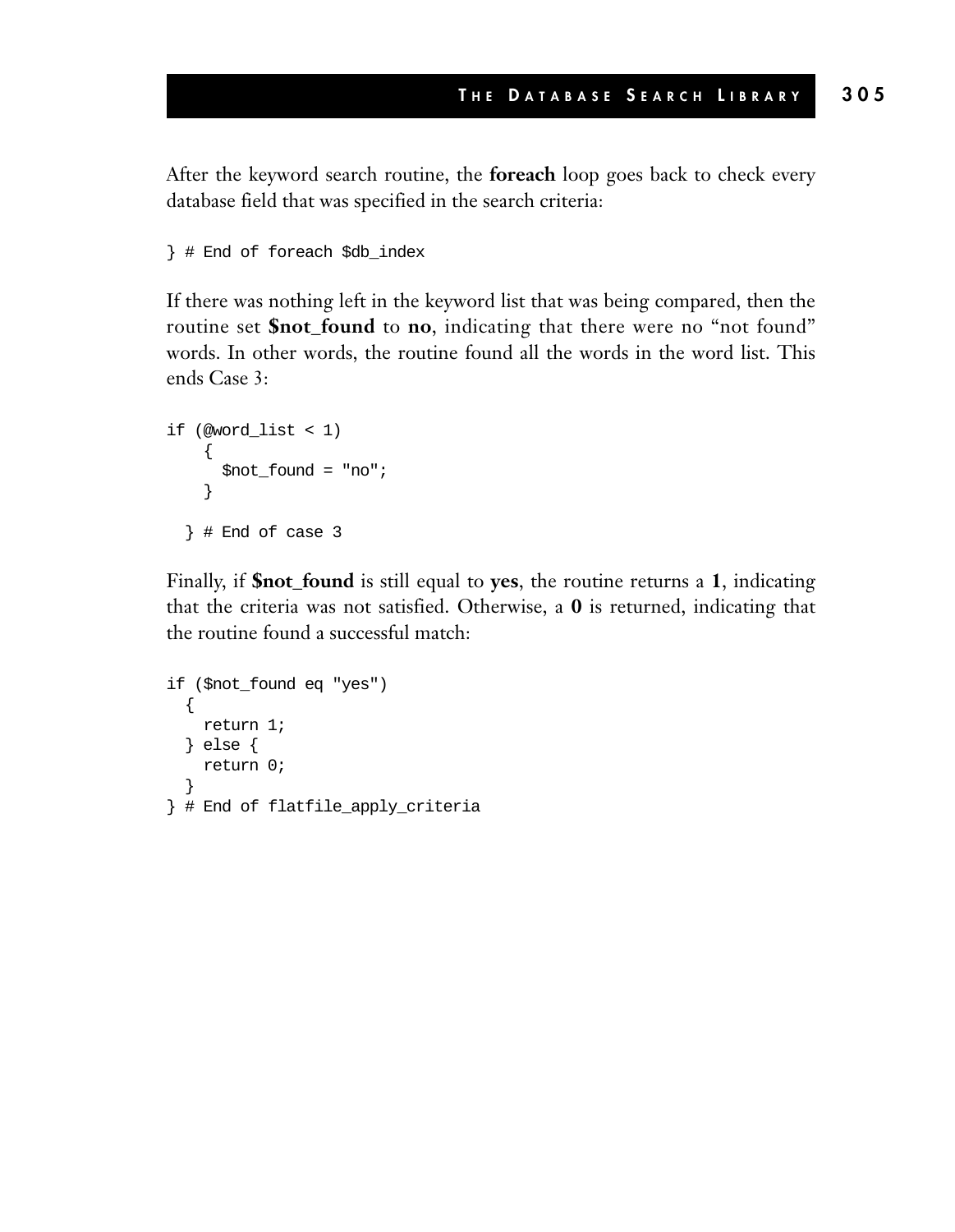After the keyword search routine, the **foreach** loop goes back to check every database field that was specified in the search criteria:

```
} # End of foreach $db_index
```

If there was nothing left in the keyword list that was being compared, then the routine set **$not_found** to **no**, indicating that there were no "not found" words. In other words, the routine found all the words in the word list. This ends Case 3:

```
if (@word_list < 1)
    {
      $not_found = "no";
    }

  } # End of case 3
```

Finally, if **$not_found** is still equal to **yes**, the routine returns a **1**, indicating that the criteria was not satisfied. Otherwise, a **0** is returned, indicating that the routine found a successful match:

```
if ($not_found eq "yes")
  {
    return 1;
  } else {
    return 0;
  }
} # End of flatfile_apply_criteria
```